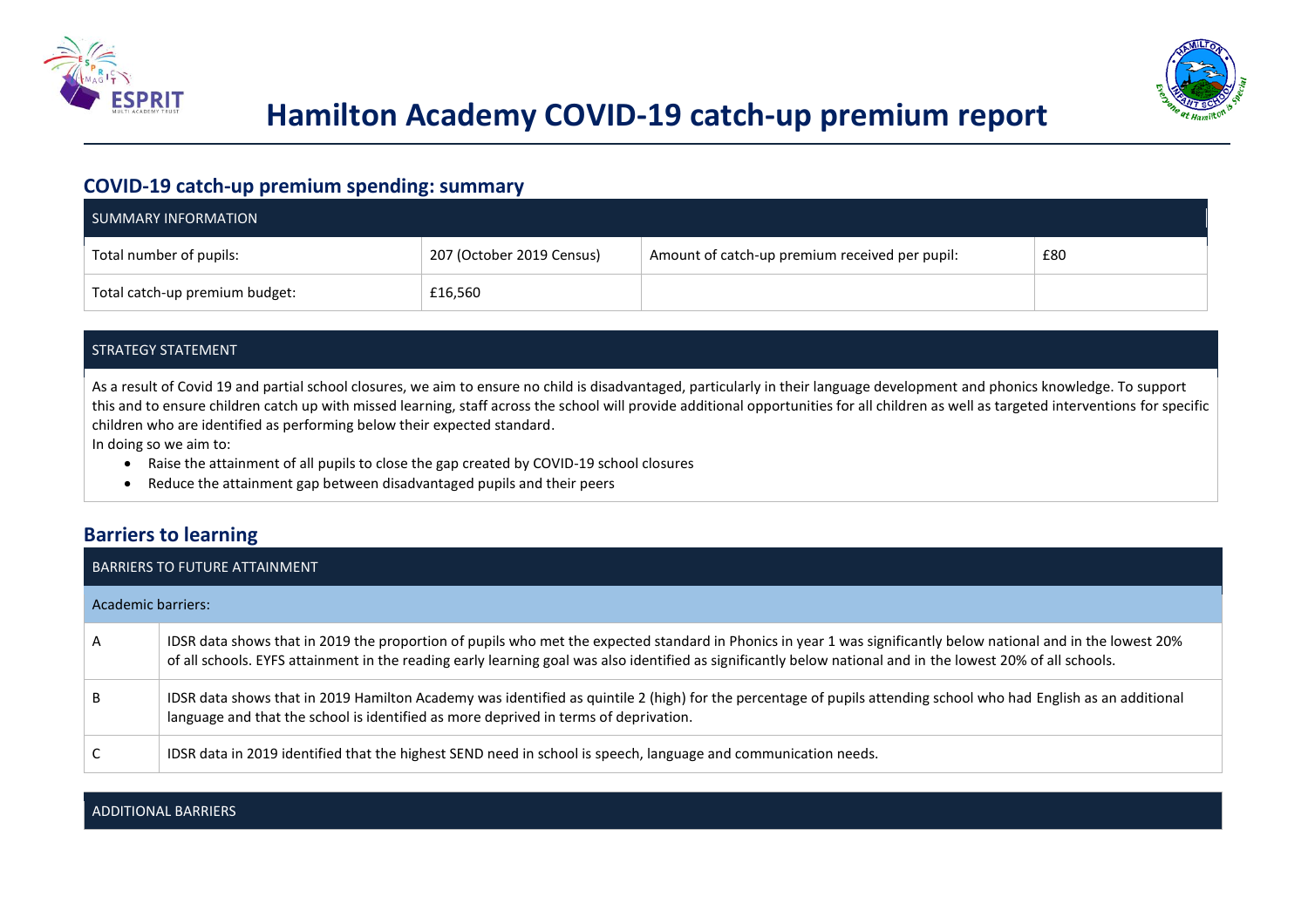# Hamilton Academy COVID-19 catch-up premium report

## COVID-19 catch-up premium spending: summary

| SUMMARY INFORMATION | | | |
|---|---|---|---|
| Total number of pupils: | 207 (October 2019 Census) | Amount of catch-up premium received per pupil: | £80 |
| Total catch-up premium budget: | £16,560 | | |

| STRATEGY STATEMENT |
|---|
| As a result of Covid 19 and partial school closures, we aim to ensure no child is disadvantaged, particularly in their language development and phonics knowledge. To support this and to ensure children catch up with missed learning, staff across the school will provide additional opportunities for all children as well as targeted interventions for specific children who are identified as performing below their expected standard.<br>In doing so we aim to:<br>• Raise the attainment of all pupils to close the gap created by COVID-19 school closures<br>• Reduce the attainment gap between disadvantaged pupils and their peers |

## Barriers to learning

| BARRIERS TO FUTURE ATTAINMENT | |
|---|---|
| Academic barriers: | |
| A | IDSR data shows that in 2019 the proportion of pupils who met the expected standard in Phonics in year 1 was significantly below national and in the lowest 20% of all schools. EYFS attainment in the reading early learning goal was also identified as significantly below national and in the lowest 20% of all schools. |
| B | IDSR data shows that in 2019 Hamilton Academy was identified as quintile 2 (high) for the percentage of pupils attending school who had English as an additional language and that the school is identified as more deprived in terms of deprivation. |
| C | IDSR data in 2019 identified that the highest SEND need in school is speech, language and communication needs. |

| ADDITIONAL BARRIERS |
|---|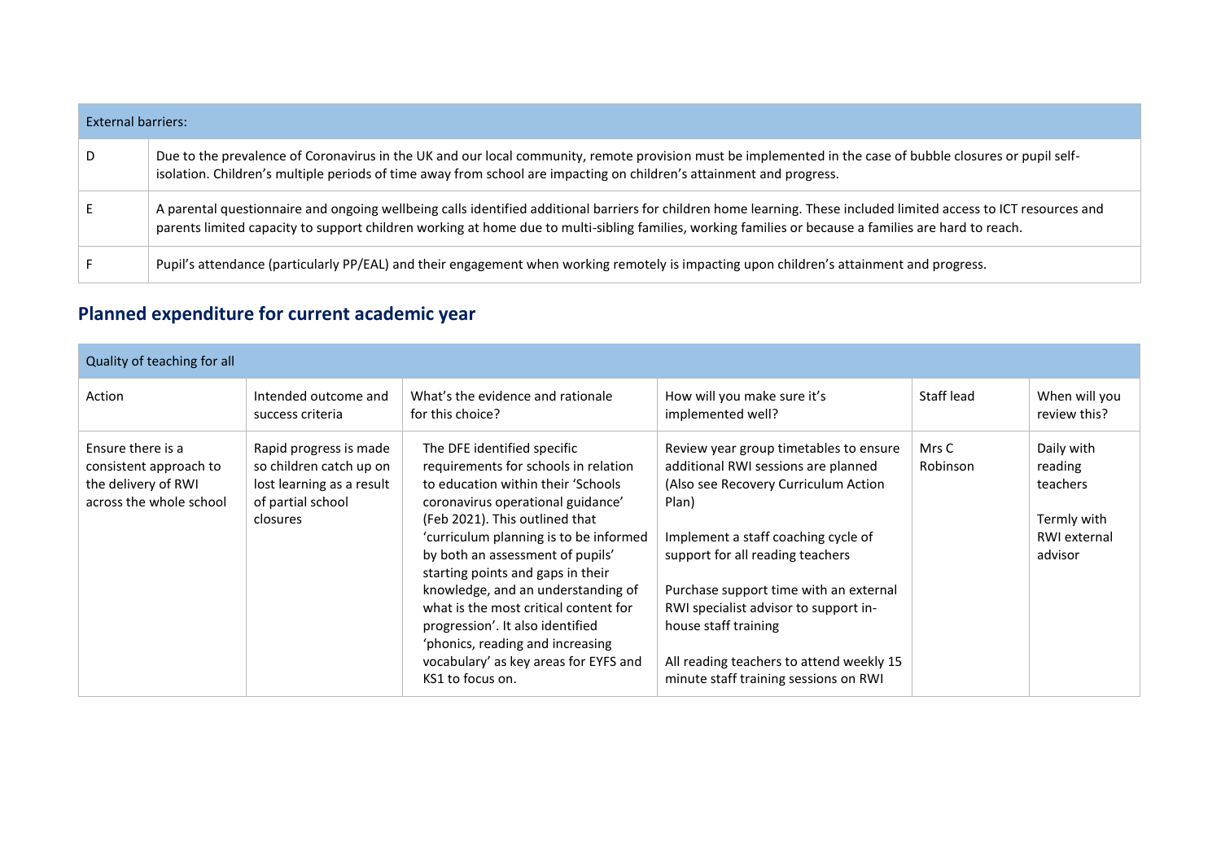| External barriers: | |
|---|---|
| D | Due to the prevalence of Coronavirus in the UK and our local community, remote provision must be implemented in the case of bubble closures or pupil self-isolation. Children's multiple periods of time away from school are impacting on children's attainment and progress. |
| E | A parental questionnaire and ongoing wellbeing calls identified additional barriers for children home learning. These included limited access to ICT resources and parents limited capacity to support children working at home due to multi-sibling families, working families or because a families are hard to reach. |
| F | Pupil's attendance (particularly PP/EAL) and their engagement when working remotely is impacting upon children's attainment and progress. |

## Planned expenditure for current academic year

| Quality of teaching for all | | | | | |
|---|---|---|---|---|---|
| Action | Intended outcome and success criteria | What's the evidence and rationale for this choice? | How will you make sure it's implemented well? | Staff lead | When will you review this? |
| Ensure there is a consistent approach to the delivery of RWI across the whole school | Rapid progress is made so children catch up on lost learning as a result of partial school closures | The DFE identified specific requirements for schools in relation to education within their 'Schools coronavirus operational guidance' (Feb 2021). This outlined that 'curriculum planning is to be informed by both an assessment of pupils' starting points and gaps in their knowledge, and an understanding of what is the most critical content for progression'. It also identified 'phonics, reading and increasing vocabulary' as key areas for EYFS and KS1 to focus on. | Review year group timetables to ensure additional RWI sessions are planned (Also see Recovery Curriculum Action Plan)<br><br>Implement a staff coaching cycle of support for all reading teachers<br><br>Purchase support time with an external RWI specialist advisor to support in-house staff training<br><br>All reading teachers to attend weekly 15 minute staff training sessions on RWI | Mrs C Robinson | Daily with reading teachers<br><br>Termly with RWI external advisor |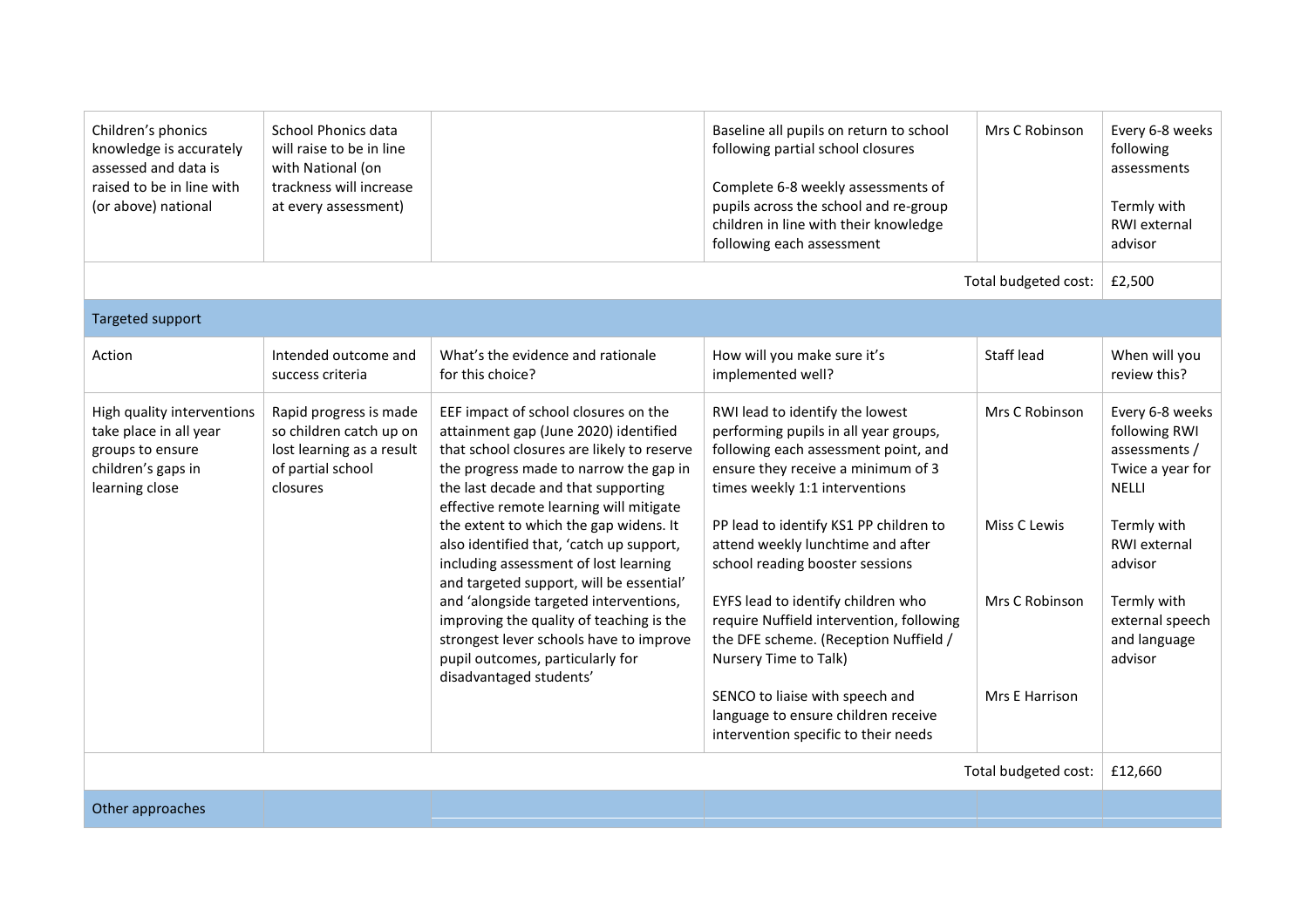| | | | | | |
|---|---|---|---|---|---|
| Children's phonics knowledge is accurately assessed and data is raised to be in line with (or above) national | School Phonics data will raise to be in line with National (on trackness will increase at every assessment) | | Baseline all pupils on return to school following partial school closures<br><br>Complete 6-8 weekly assessments of pupils across the school and re-group children in line with their knowledge following each assessment | Mrs C Robinson | Every 6-8 weeks following assessments<br><br>Termly with RWI external advisor |
| | | | | Total budgeted cost: | £2,500 |

| Targeted support | | | | | |
|---|---|---|---|---|---|
| Action | Intended outcome and success criteria | What's the evidence and rationale for this choice? | How will you make sure it's implemented well? | Staff lead | When will you review this? |
| High quality interventions take place in all year groups to ensure children's gaps in learning close | Rapid progress is made so children catch up on lost learning as a result of partial school closures | EEF impact of school closures on the attainment gap (June 2020) identified that school closures are likely to reserve the progress made to narrow the gap in the last decade and that supporting effective remote learning will mitigate the extent to which the gap widens. It also identified that, 'catch up support, including assessment of lost learning and targeted support, will be essential' and 'alongside targeted interventions, improving the quality of teaching is the strongest lever schools have to improve pupil outcomes, particularly for disadvantaged students' | RWI lead to identify the lowest performing pupils in all year groups, following each assessment point, and ensure they receive a minimum of 3 times weekly 1:1 interventions<br><br>PP lead to identify KS1 PP children to attend weekly lunchtime and after school reading booster sessions<br><br>EYFS lead to identify children who require Nuffield intervention, following the DFE scheme. (Reception Nuffield / Nursery Time to Talk)<br><br>SENCO to liaise with speech and language to ensure children receive intervention specific to their needs | Mrs C Robinson<br><br>Miss C Lewis<br><br>Mrs C Robinson<br><br>Mrs E Harrison | Every 6-8 weeks following RWI assessments / Twice a year for NELLI<br><br>Termly with RWI external advisor<br><br>Termly with external speech and language advisor |
| | | | | Total budgeted cost: | £12,660 |

| Other approaches | | | | | |
|---|---|---|---|---|---|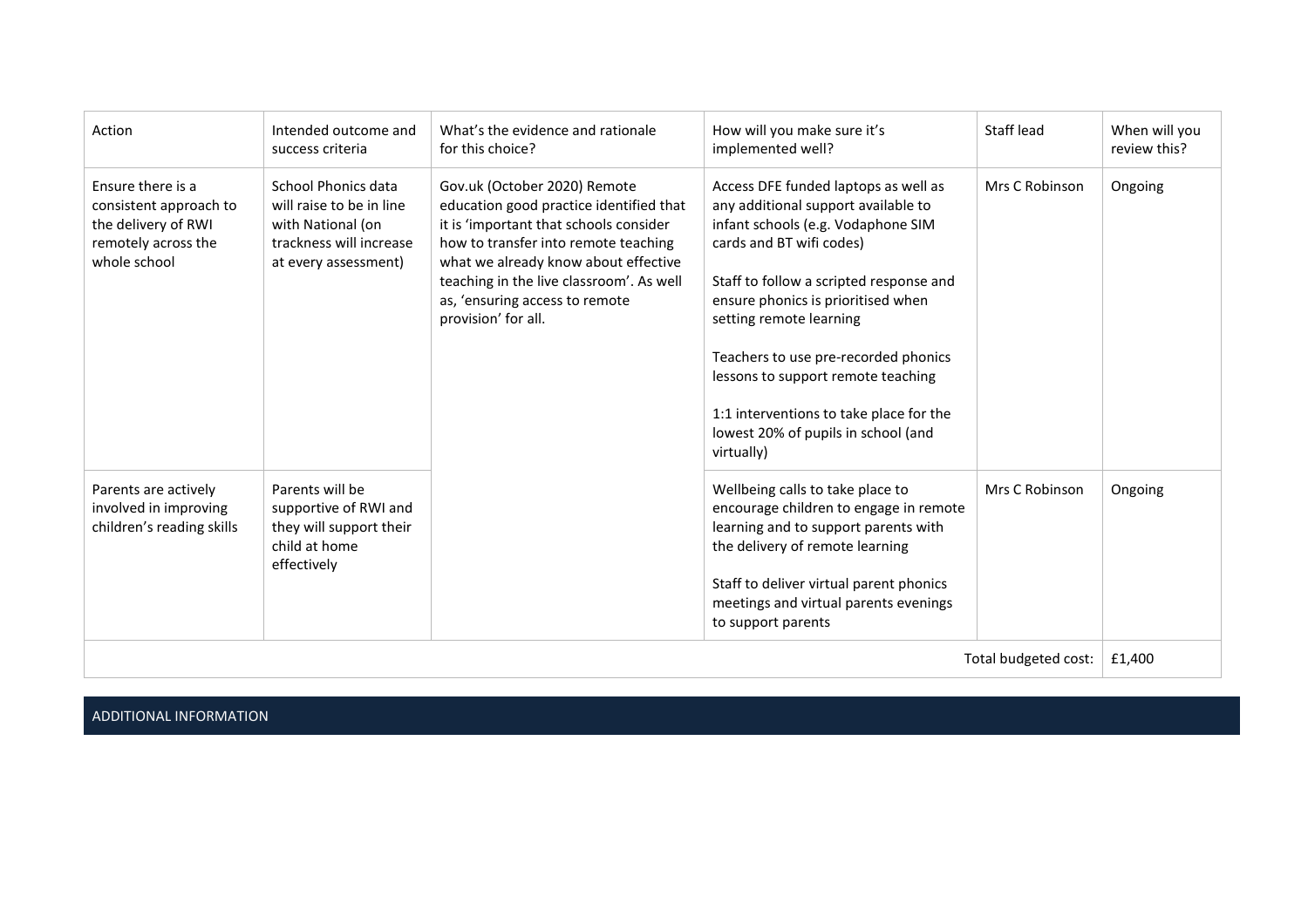| Action | Intended outcome and success criteria | What's the evidence and rationale for this choice? | How will you make sure it's implemented well? | Staff lead | When will you review this? |
|---|---|---|---|---|---|
| Ensure there is a consistent approach to the delivery of RWI remotely across the whole school | School Phonics data will raise to be in line with National (on trackness will increase at every assessment) | Gov.uk (October 2020) Remote education good practice identified that it is 'important that schools consider how to transfer into remote teaching what we already know about effective teaching in the live classroom'. As well as, 'ensuring access to remote provision' for all. | Access DFE funded laptops as well as any additional support available to infant schools (e.g. Vodaphone SIM cards and BT wifi codes)<br><br>Staff to follow a scripted response and ensure phonics is prioritised when setting remote learning<br><br>Teachers to use pre-recorded phonics lessons to support remote teaching<br><br>1:1 interventions to take place for the lowest 20% of pupils in school (and virtually) | Mrs C Robinson | Ongoing |
| Parents are actively involved in improving children's reading skills | Parents will be supportive of RWI and they will support their child at home effectively | | Wellbeing calls to take place to encourage children to engage in remote learning and to support parents with the delivery of remote learning<br><br>Staff to deliver virtual parent phonics meetings and virtual parents evenings to support parents | Mrs C Robinson | Ongoing |
| | | | | Total budgeted cost: | £1,400 |

## ADDITIONAL INFORMATION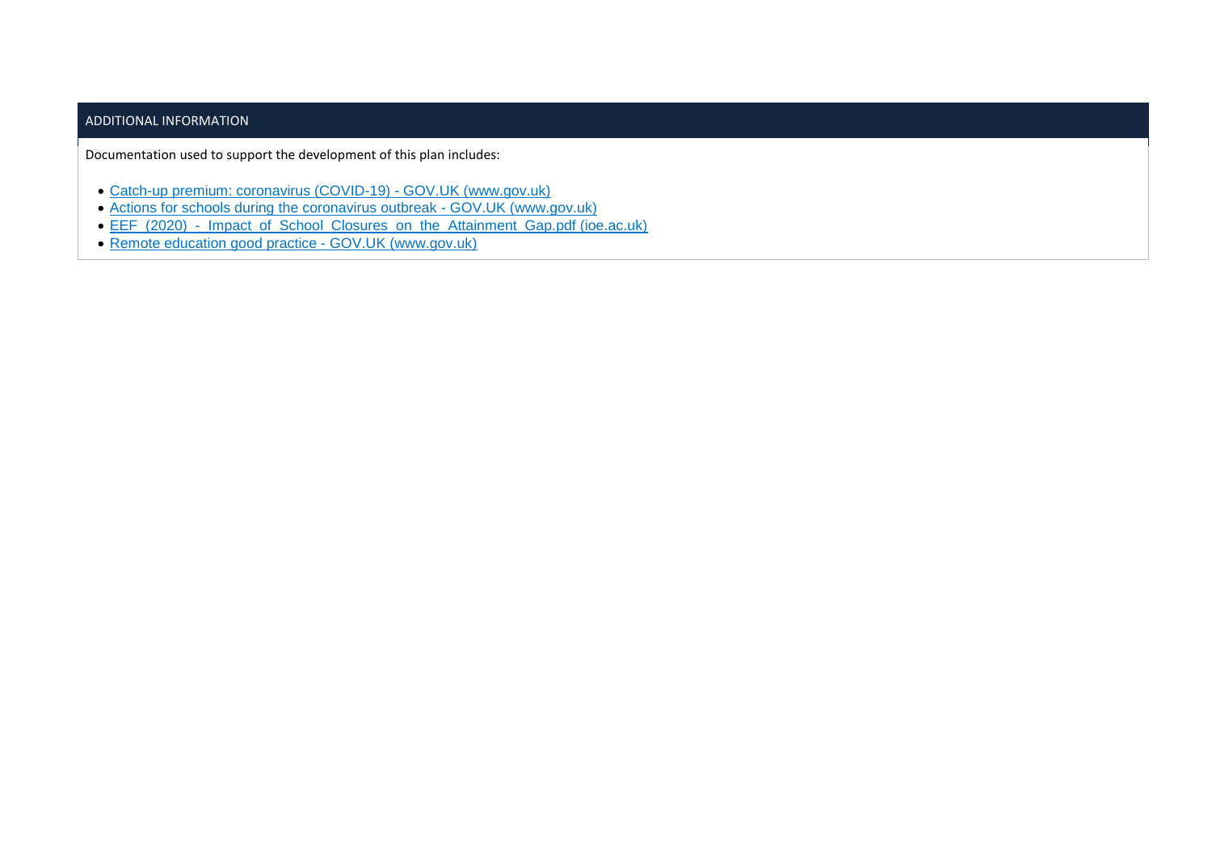## ADDITIONAL INFORMATION

Documentation used to support the development of this plan includes:

- Catch-up premium: coronavirus (COVID-19) - GOV.UK (www.gov.uk)
- Actions for schools during the coronavirus outbreak - GOV.UK (www.gov.uk)
- EEF_(2020)_-_Impact_of_School_Closures_on_the_Attainment_Gap.pdf (ioe.ac.uk)
- Remote education good practice - GOV.UK (www.gov.uk)